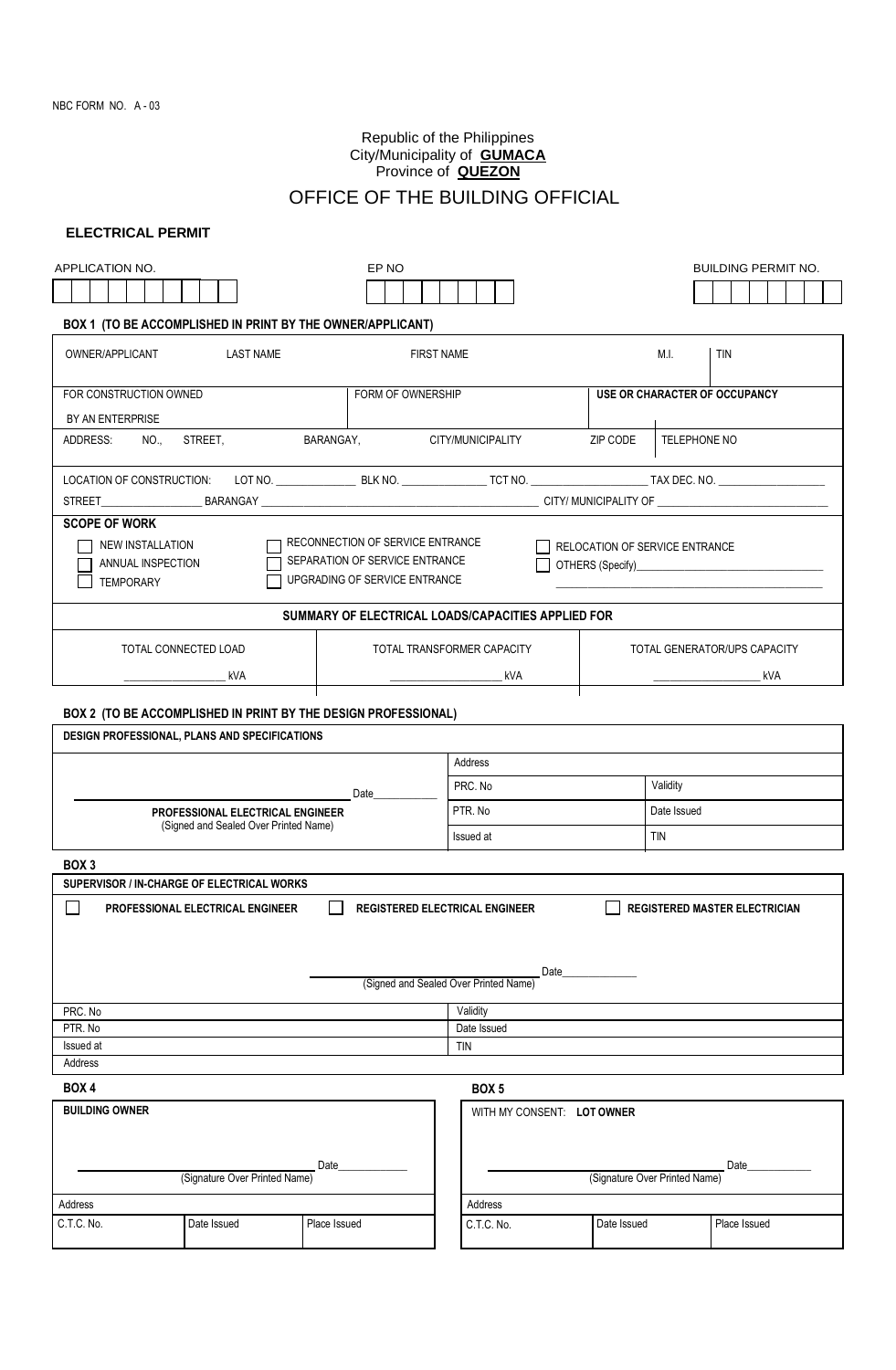NBC FORM NO. A - 03

Republic of the Philippines
City/Municipality of **GUMACA**
Province of **QUEZON**

# OFFICE OF THE BUILDING OFFICIAL

## ELECTRICAL PERMIT

| APPLICATION NO. | EP NO | BUILDING PERMIT NO. |
|---|---|---|
| | | |

### BOX 1 (TO BE ACCOMPLISHED IN PRINT BY THE OWNER/APPLICANT)

| OWNER/APPLICANT | LAST NAME | FIRST NAME | M.I. | TIN |
|---|---|---|---|---|
| | | | | |

| FOR CONSTRUCTION OWNED BY AN ENTERPRISE | FORM OF OWNERSHIP | USE OR CHARACTER OF OCCUPANCY |
|---|---|---|
| | | |

| ADDRESS: NO., STREET, | BARANGAY, | CITY/MUNICIPALITY | ZIP CODE | TELEPHONE NO |
|---|---|---|---|---|
| | | | | |

LOCATION OF CONSTRUCTION: LOT NO. _______________ BLK NO. _______________ TCT NO. ____________________ TAX DEC. NO. ____________________

STREET__________________ BARANGAY ____________________________________________________ CITY/ MUNICIPALITY OF ______________________________

**SCOPE OF WORK**

- ☐ NEW INSTALLATION
- ☐ ANNUAL INSPECTION
- ☐ TEMPORARY
- ☐ RECONNECTION OF SERVICE ENTRANCE
- ☐ SEPARATION OF SERVICE ENTRANCE
- ☐ UPGRADING OF SERVICE ENTRANCE
- ☐ RELOCATION OF SERVICE ENTRANCE
- ☐ OTHERS (Specify)__________________________________

**SUMMARY OF ELECTRICAL LOADS/CAPACITIES APPLIED FOR**

| TOTAL CONNECTED LOAD | TOTAL TRANSFORMER CAPACITY | TOTAL GENERATOR/UPS CAPACITY |
|---|---|---|
| __________________ kVA | ____________________ kVA | ___________________ kVA |

### BOX 2 (TO BE ACCOMPLISHED IN PRINT BY THE DESIGN PROFESSIONAL)

**DESIGN PROFESSIONAL, PLANS AND SPECIFICATIONS**

| | Address | |
|---|---|---|
| _______________________________ Date___________ | PRC. No | Validity |
| **PROFESSIONAL ELECTRICAL ENGINEER** (Signed and Sealed Over Printed Name) | PTR. No | Date Issued |
| | Issued at | TIN |

### BOX 3

**SUPERVISOR / IN-CHARGE OF ELECTRICAL WORKS**

- ☐ **PROFESSIONAL ELECTRICAL ENGINEER**
- ☐ **REGISTERED ELECTRICAL ENGINEER**
- ☐ **REGISTERED MASTER ELECTRICIAN**

_______________________________ Date_____________
(Signed and Sealed Over Printed Name)

| PRC. No | Validity |
|---|---|
| PTR. No | Date Issued |
| Issued at | TIN |
| Address | |

### BOX 4

**BUILDING OWNER**

_______________________________ Date____________
(Signature Over Printed Name)

| Address | | |
|---|---|---|
| C.T.C. No. | Date Issued | Place Issued |

### BOX 5

WITH MY CONSENT: **LOT OWNER**

_______________________________ Date___________
(Signature Over Printed Name)

| Address | | |
|---|---|---|
| C.T.C. No. | Date Issued | Place Issued |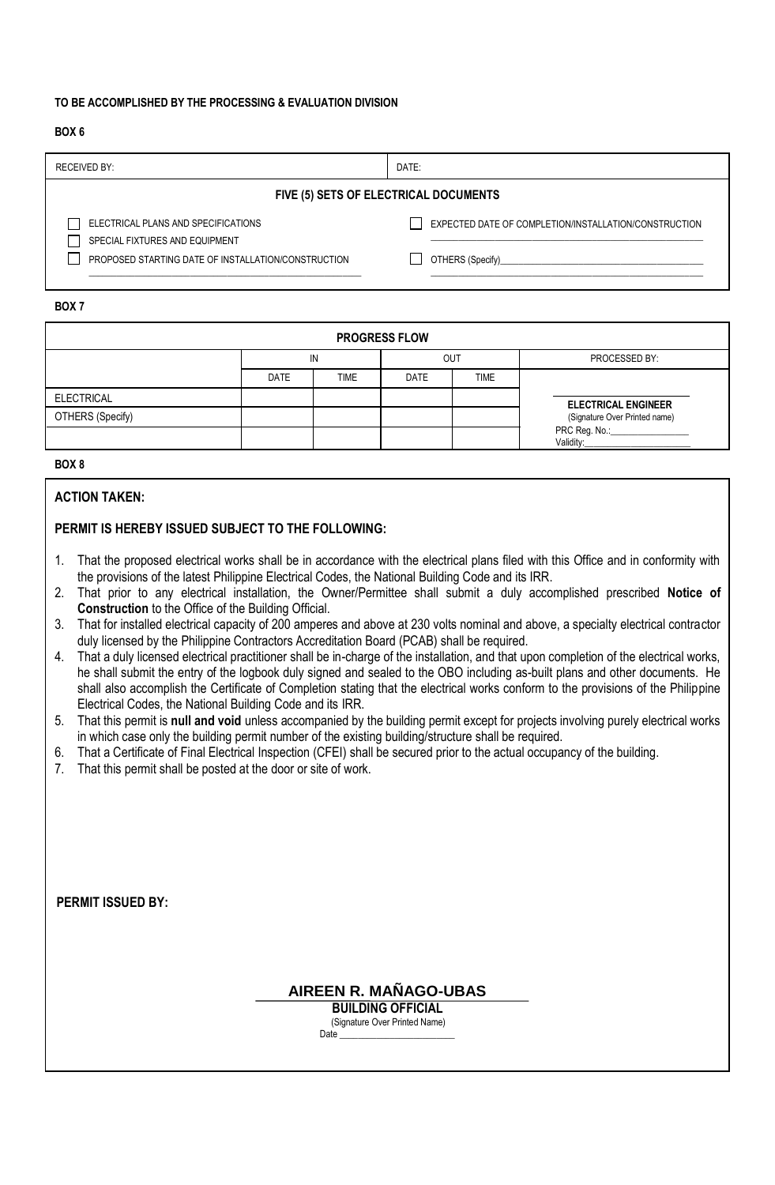**TO BE ACCOMPLISHED BY THE PROCESSING & EVALUATION DIVISION**

**BOX 6**

| RECEIVED BY: | DATE: |
|---|---|
| **FIVE (5) SETS OF ELECTRICAL DOCUMENTS** | |
| ☐ ELECTRICAL PLANS AND SPECIFICATIONS<br>☐ SPECIAL FIXTURES AND EQUIPMENT<br>☐ PROPOSED STARTING DATE OF INSTALLATION/CONSTRUCTION<br>______________________________ | ☐ EXPECTED DATE OF COMPLETION/INSTALLATION/CONSTRUCTION<br>______________________________<br>☐ OTHERS (Specify)______________________________<br>______________________________ |

**BOX 7**

| PROGRESS FLOW | | | | | |
|---|---|---|---|---|---|
| | IN | | OUT | | PROCESSED BY: |
| | DATE | TIME | DATE | TIME | |
| ELECTRICAL | | | | | **ELECTRICAL ENGINEER**<br>(Signature Over Printed name) |
| OTHERS (Specify) | | | | | PRC Reg. No.:_______________ |
| | | | | | Validity:_______________ |

**BOX 8**

**ACTION TAKEN:**

**PERMIT IS HEREBY ISSUED SUBJECT TO THE FOLLOWING:**

1. That the proposed electrical works shall be in accordance with the electrical plans filed with this Office and in conformity with the provisions of the latest Philippine Electrical Codes, the National Building Code and its IRR.
2. That prior to any electrical installation, the Owner/Permittee shall submit a duly accomplished prescribed **Notice of Construction** to the Office of the Building Official.
3. That for installed electrical capacity of 200 amperes and above at 230 volts nominal and above, a specialty electrical contractor duly licensed by the Philippine Contractors Accreditation Board (PCAB) shall be required.
4. That a duly licensed electrical practitioner shall be in-charge of the installation, and that upon completion of the electrical works, he shall submit the entry of the logbook duly signed and sealed to the OBO including as-built plans and other documents. He shall also accomplish the Certificate of Completion stating that the electrical works conform to the provisions of the Philippine Electrical Codes, the National Building Code and its IRR.
5. That this permit is **null and void** unless accompanied by the building permit except for projects involving purely electrical works in which case only the building permit number of the existing building/structure shall be required.
6. That a Certificate of Final Electrical Inspection (CFEI) shall be secured prior to the actual occupancy of the building.
7. That this permit shall be posted at the door or site of work.

**PERMIT ISSUED BY:**

**AIREEN R. MAÑAGO-UBAS**
**BUILDING OFFICIAL**
(Signature Over Printed Name)
Date _______________